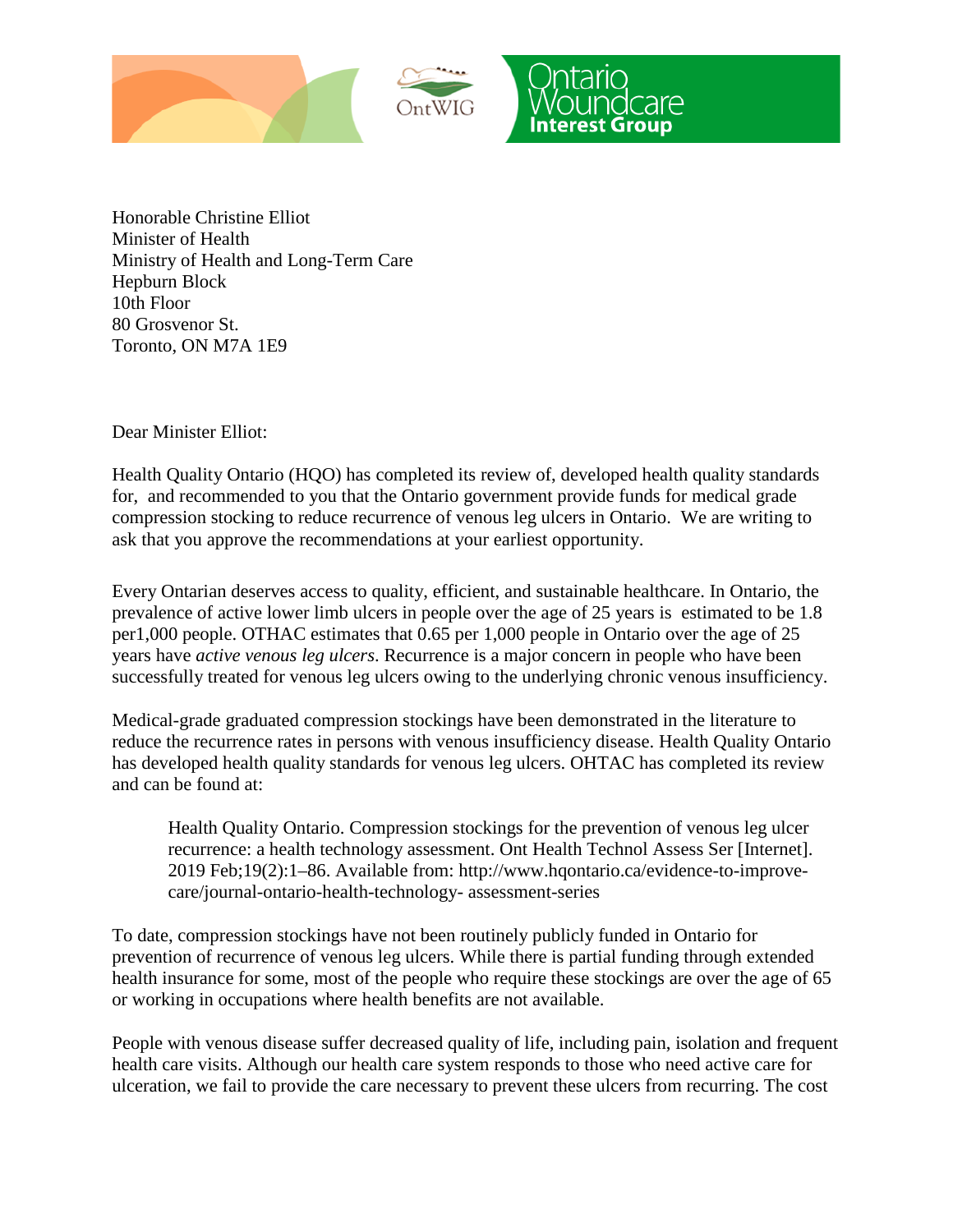Honorable Christine Elliot
Minister of Health
Ministry of Health and Long-Term Care
Hepburn Block
10th Floor
80 Grosvenor St.
Toronto, ON M7A 1E9

Dear Minister Elliot:

Health Quality Ontario (HQO) has completed its review of, developed health quality standards for, and recommended to you that the Ontario government provide funds for medical grade compression stocking to reduce recurrence of venous leg ulcers in Ontario. We are writing to ask that you approve the recommendations at your earliest opportunity.

Every Ontarian deserves access to quality, efficient, and sustainable healthcare. In Ontario, the prevalence of active lower limb ulcers in people over the age of 25 years is estimated to be 1.8 per1,000 people. OTHAC estimates that 0.65 per 1,000 people in Ontario over the age of 25 years have *active venous leg ulcers*. Recurrence is a major concern in people who have been successfully treated for venous leg ulcers owing to the underlying chronic venous insufficiency.

Medical-grade graduated compression stockings have been demonstrated in the literature to reduce the recurrence rates in persons with venous insufficiency disease. Health Quality Ontario has developed health quality standards for venous leg ulcers. OHTAC has completed its review and can be found at:

> Health Quality Ontario. Compression stockings for the prevention of venous leg ulcer recurrence: a health technology assessment. Ont Health Technol Assess Ser [Internet]. 2019 Feb;19(2):1–86. Available from: http://www.hqontario.ca/evidence-to-improve-care/journal-ontario-health-technology- assessment-series

To date, compression stockings have not been routinely publicly funded in Ontario for prevention of recurrence of venous leg ulcers. While there is partial funding through extended health insurance for some, most of the people who require these stockings are over the age of 65 or working in occupations where health benefits are not available.

People with venous disease suffer decreased quality of life, including pain, isolation and frequent health care visits. Although our health care system responds to those who need active care for ulceration, we fail to provide the care necessary to prevent these ulcers from recurring. The cost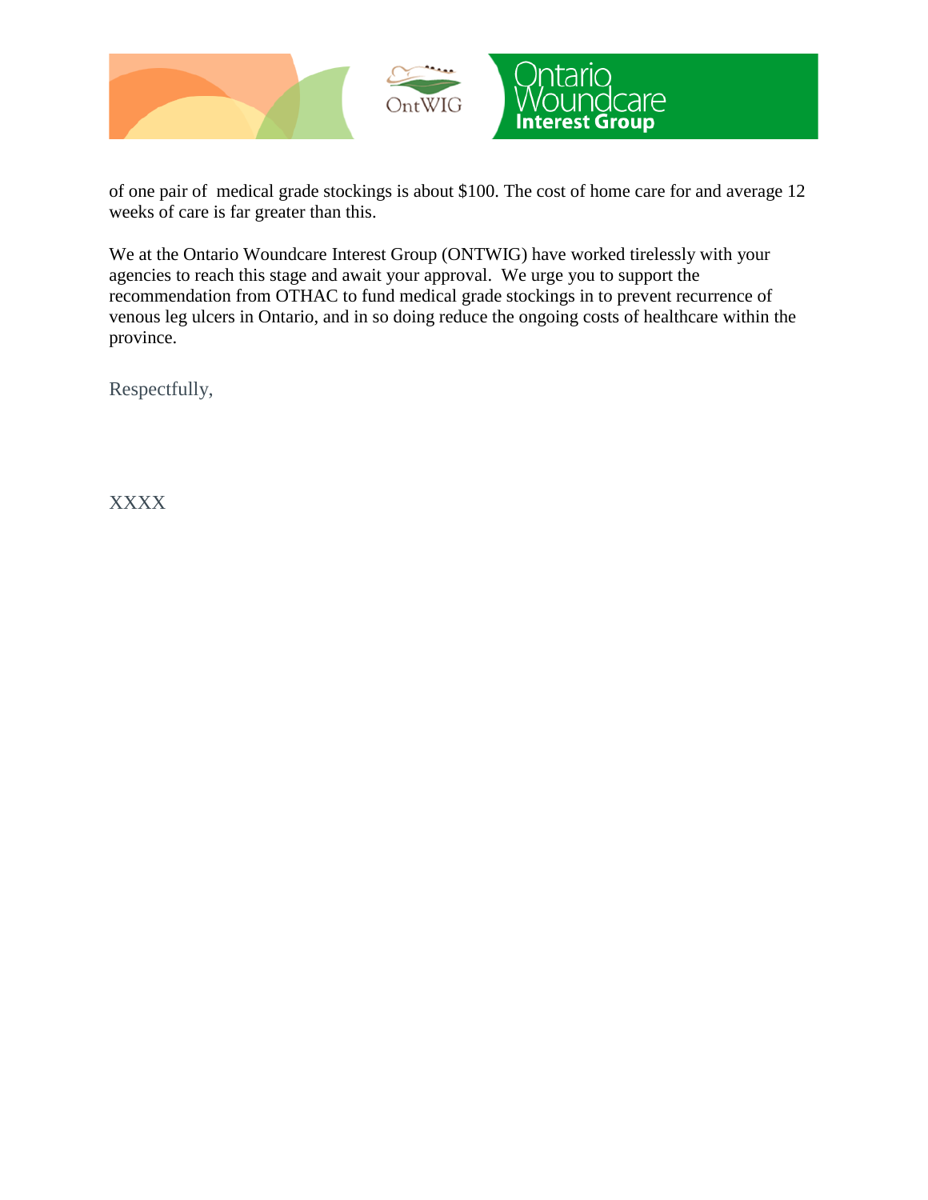of one pair of medical grade stockings is about $100. The cost of home care for and average 12 weeks of care is far greater than this.

We at the Ontario Woundcare Interest Group (ONTWIG) have worked tirelessly with your agencies to reach this stage and await your approval. We urge you to support the recommendation from OTHAC to fund medical grade stockings in to prevent recurrence of venous leg ulcers in Ontario, and in so doing reduce the ongoing costs of healthcare within the province.

Respectfully,

XXXX